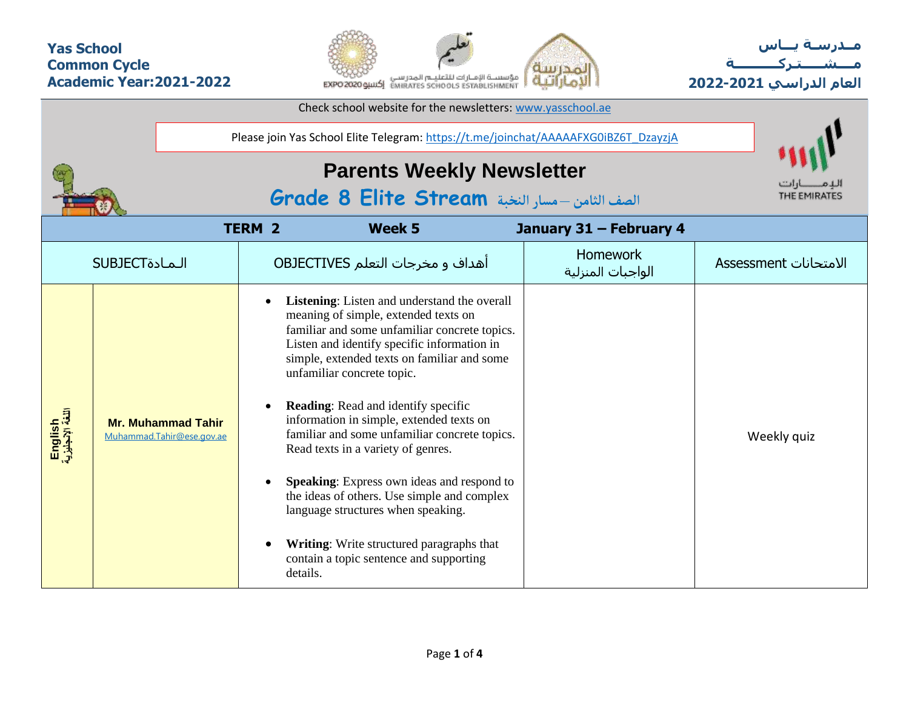**Yas School**
**Common Cycle**
**Academic Year:2021-2022**

**مـدرسـة يــاس**
**مـــشــــتـركــــــــة**
**العام الدراسي 2021-2022**

Check school website for the newsletters: www.yasschool.ae

Please join Yas School Elite Telegram: https://t.me/joinchat/AAAAAFXG0iBZ6T_DzayzjA

# Parents Weekly Newsletter

## Grade 8 Elite Stream الصف الثامن – مسار النخبة

| TERM 2 | | Week 5 | January 31 – February 4 | |
|---|---|---|---|---|
| SUBJECTالـمـادة | | OBJECTIVES أهداف و مخرجات التعلم | Homework الواجبات المنزلية | Assessment الامتحانات |
| English اللغة الإنجليزية | **Mr. Muhammad Tahir** Muhammad.Tahir@ese.gov.ae | • **Listening**: Listen and understand the overall meaning of simple, extended texts on familiar and some unfamiliar concrete topics. Listen and identify specific information in simple, extended texts on familiar and some unfamiliar concrete topic.<br>• **Reading**: Read and identify specific information in simple, extended texts on familiar and some unfamiliar concrete topics. Read texts in a variety of genres.<br>• **Speaking**: Express own ideas and respond to the ideas of others. Use simple and complex language structures when speaking.<br>• **Writing**: Write structured paragraphs that contain a topic sentence and supporting details. | | Weekly quiz |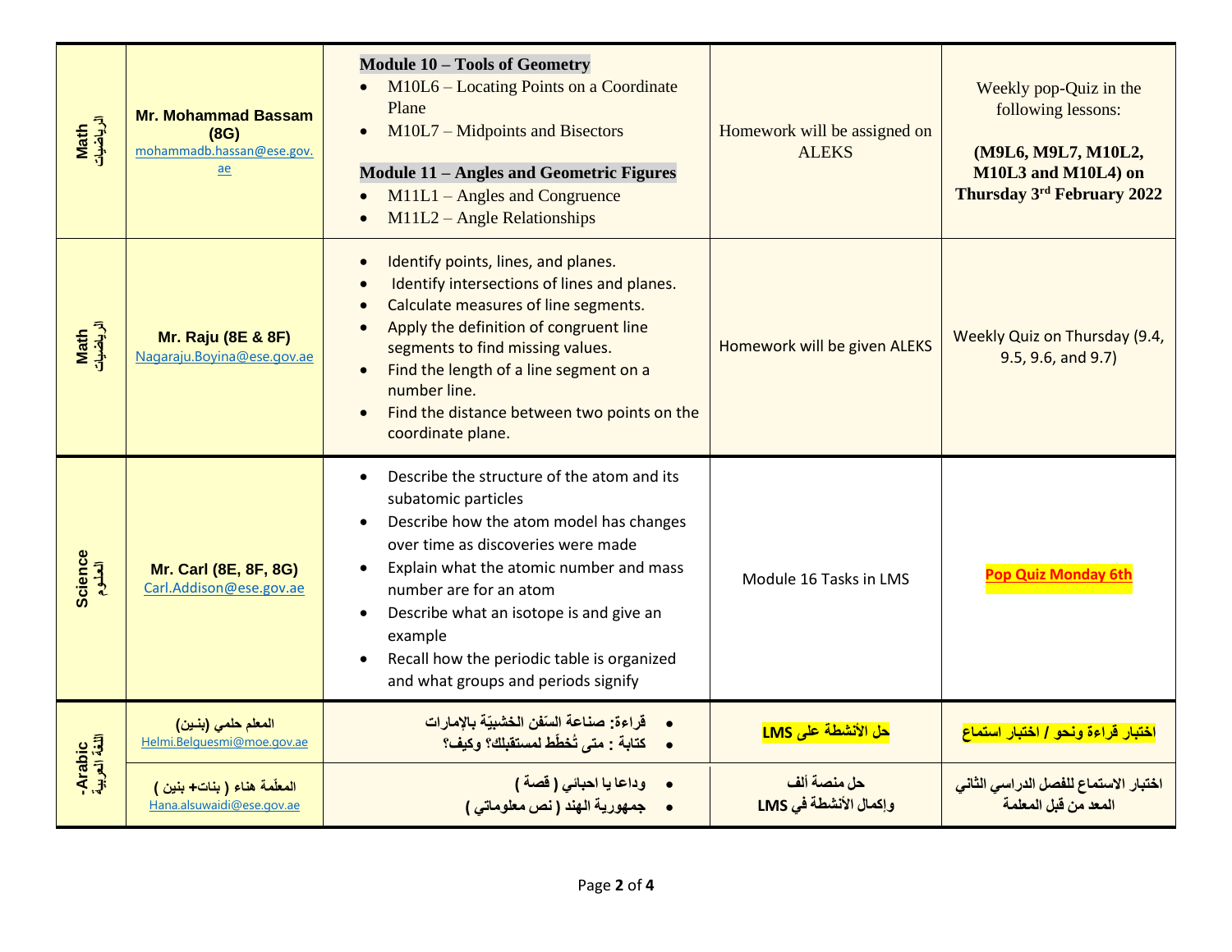| Math الرياضيات | **Mr. Mohammad Bassam (8G)** mohammadb.hassan@ese.gov.ae | **Module 10 – Tools of Geometry**<br>• M10L6 – Locating Points on a Coordinate Plane<br>• M10L7 – Midpoints and Bisectors<br><br>**Module 11 – Angles and Geometric Figures**<br>• M11L1 – Angles and Congruence<br>• M11L2 – Angle Relationships | Homework will be assigned on ALEKS | Weekly pop-Quiz in the following lessons:<br><br>**(M9L6, M9L7, M10L2, M10L3 and M10L4) on Thursday 3rd February 2022** |
|---|---|---|---|---|
| Math الرياضيات | **Mr. Raju (8E & 8F)** Nagaraju.Boyina@ese.gov.ae | • Identify points, lines, and planes.<br>• Identify intersections of lines and planes.<br>• Calculate measures of line segments.<br>• Apply the definition of congruent line segments to find missing values.<br>• Find the length of a line segment on a number line.<br>• Find the distance between two points on the coordinate plane. | Homework will be given ALEKS | Weekly Quiz on Thursday (9.4, 9.5, 9.6, and 9.7) |
| Science العلوم | **Mr. Carl (8E, 8F, 8G)** Carl.Addison@ese.gov.ae | • Describe the structure of the atom and its subatomic particles<br>• Describe how the atom model has changes over time as discoveries were made<br>• Explain what the atomic number and mass number are for an atom<br>• Describe what an isotope is and give an example<br>• Recall how the periodic table is organized and what groups and periods signify | Module 16 Tasks in LMS | **Pop Quiz Monday 6th** |
| -Arabic اللغة العربية | **المعلم حلمي (بنين)** Helmi.Belguesmi@moe.gov.ae | • قراءة: صناعة السّفن الخشبيّة بالإمارات<br>• كتابة : متى تُخطّط لمستقبلك؟ وكيف؟ | **حل الأنشطة على LMS** | **اختبار قراءة ونحو / اختبار استماع** |
| | **المعلّمة هناء ( بنات+ بنين )** Hana.alsuwaidi@ese.gov.ae | • وداعا يا احبائي ( قصة )<br>• جمهورية الهند ( نص معلوماتي ) | **حل منصة ألف وإكمال الأنشطة في LMS** | **اختبار الاستماع للفصل الدراسي الثاني المعد من قبل المعلمة** |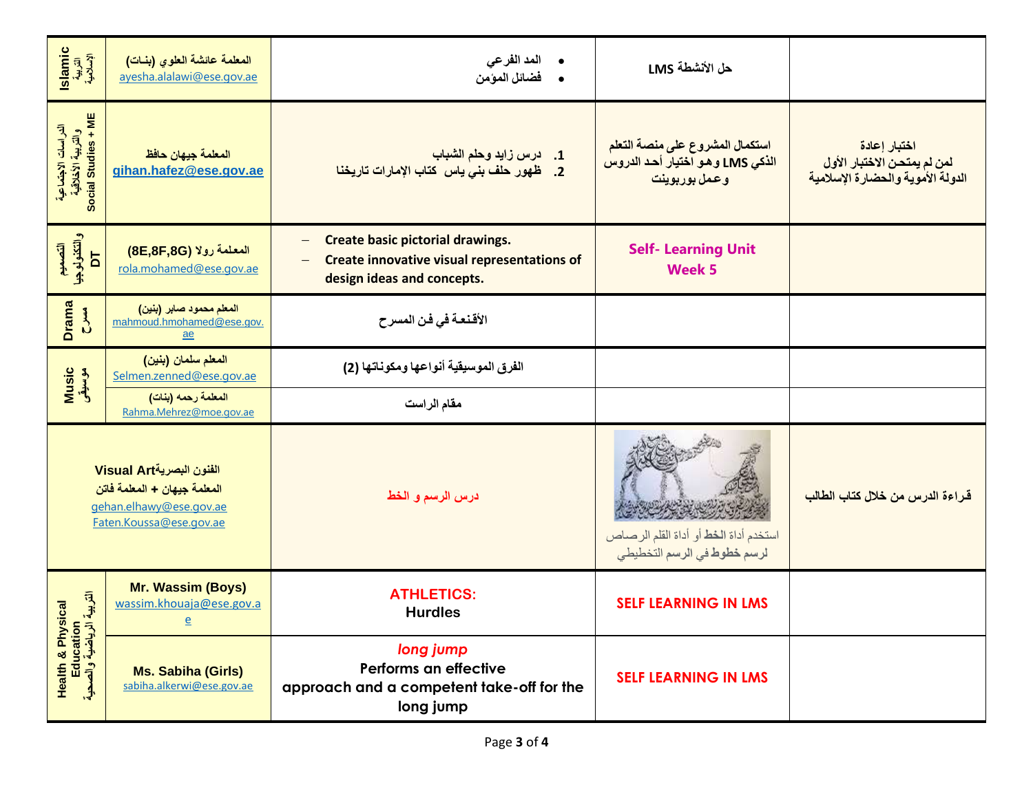| | | | | |
|---|---|---|---|---|
| Islamic التربية الإسلامية | المعلمة عائشة العلوي (بنـات) ayesha.alalawi@ese.gov.ae | • المد الفرعي<br>• فضائل المؤمن | حل الأنشطة LMS | |
| الدراسات الاجتماعية والتربية الأخلاقية Social Studies + ME | المعلمة جيهان حافظ **gihan.hafez@ese.gov.ae** | 1. درس زايد وحلم الشباب<br>2. ظهور حلف بني ياس كتاب الإمارات تاريخنا | استكمال المشروع على منصة التعلم الذكي LMS وهو اختيار أحد الدروس وعمل بوربوينت | اختبار إعادة<br>لمن لم يمتحن الاختبار الأول<br>الدولة الأموية والحضارة الإسلامية |
| التصميم والتكنولوجيا DT | المعلمة رولا (8E,8F,8G)<br>rola.mohamed@ese.gov.ae | – **Create basic pictorial drawings.**<br>– **Create innovative visual representations of design ideas and concepts.** | **Self- Learning Unit Week 5** | |
| Drama مسرح | المعلم محمود صابر (بنين)<br>mahmoud.hmohamed@ese.gov.ae | الأقنعـة في فن المسرح | | |
| Music موسيقى | المعلم سلمان (بنين)<br>Selmen.zenned@ese.gov.ae | الفرق الموسيقية أنواعها ومكوناتها (2) | | |
| | المعلمة رحمه (بنات)<br>Rahma.Mehrez@moe.gov.ae | مقام الراست | | |
| Visual Art الفنون البصرية | المعلمة جيهان + المعلمة فاتن<br>gehan.elhawy@ese.gov.ae<br>Faten.Koussa@ese.gov.ae | درس الرسم و الخط | استخدم أداة **الخط** أو أداة القلم الرصاص لرسم **خطوط** في الرسم التخطيطي | قراءة الدرس من خلال كتاب الطالب |
| Health & Physical Education التربية الرياضية والصحية | **Mr. Wassim (Boys)**<br>wassim.khouaja@ese.gov.ae | **ATHLETICS:**<br>**Hurdles** | **SELF LEARNING IN LMS** | |
| | **Ms. Sabiha (Girls)**<br>sabiha.alkerwi@ese.gov.ae | *long jump*<br>Performs an effective approach and a competent take-off for the long jump | **SELF LEARNING IN LMS** | |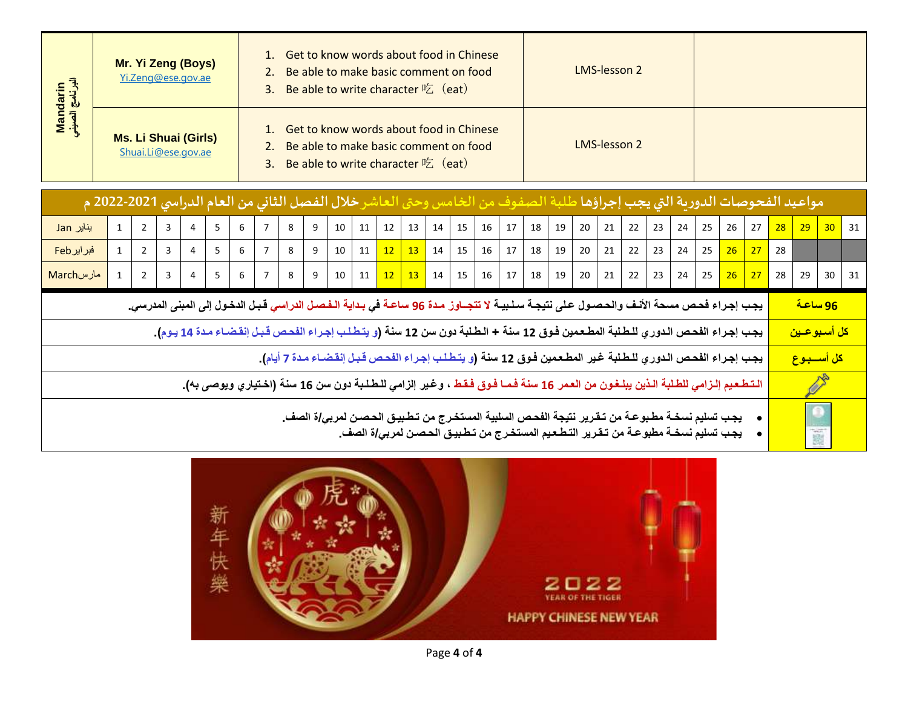| | | | | |
|---|---|---|---|---|
| **Mandarin** البرنامج الصيني | **Mr. Yi Zeng (Boys)** Yi.Zeng@ese.gov.ae | 1. Get to know words about food in Chinese 2. Be able to make basic comment on food 3. Be able to write character 吃（eat） | LMS-lesson 2 | |
| | **Ms. Li Shuai (Girls)** Shuai.Li@ese.gov.ae | 1. Get to know words about food in Chinese 2. Be able to make basic comment on food 3. Be able to write character 吃（eat） | LMS-lesson 2 | |

## مواعيد الفحوصات الدورية التي يجب إجراؤها طلبة الصفوف من الخامس وحتى العاشر خلال الفصل الثاني من العام الدراسي 2021-2022 م

| | | | | | | | | | | | | | | | | | | | | | | | | | | | | | | | |
|---|---|---|---|---|---|---|---|---|---|---|---|---|---|---|---|---|---|---|---|---|---|---|---|---|---|---|---|---|---|---|---|
| Jan يناير | 1 | 2 | 3 | 4 | 5 | 6 | 7 | 8 | 9 | 10 | 11 | 12 | 13 | 14 | 15 | 16 | 17 | 18 | 19 | 20 | 21 | 22 | 23 | 24 | 25 | 26 | 27 | 28 | 29 | 30 | 31 |
| Feb فبراير | 1 | 2 | 3 | 4 | 5 | 6 | 7 | 8 | 9 | 10 | 11 | 12 | 13 | 14 | 15 | 16 | 17 | 18 | 19 | 20 | 21 | 22 | 23 | 24 | 25 | 26 | 27 | 28 | | | |
| March مارس | 1 | 2 | 3 | 4 | 5 | 6 | 7 | 8 | 9 | 10 | 11 | 12 | 13 | 14 | 15 | 16 | 17 | 18 | 19 | 20 | 21 | 22 | 23 | 24 | 25 | 26 | 27 | 28 | 29 | 30 | 31 |

| | |
|---|---|
| **96 ساعة** | يجب إجراء فحص مسحة الأنف والحصول على نتيجة سلبية لا تتجاوز مدة 96 ساعة في بداية الفصل الدراسي قبل الدخول إلى المبنى المدرسي. |
| **كل أسبوعين** | يجب إجراء الفحص الدوري للطلبة المطعمين فوق 12 سنة + الطلبة دون سن 12 سنة (و يتطلب إجراء الفحص قبل إنقضاء مدة 14 يوم). |
| **كل أسبوع** | يجب إجراء الفحص الدوري للطلبة غير المطعمين فوق 12 سنة (و يتطلب إجراء الفحص قبل إنقضاء مدة 7 أيام). |
| | التطعيم إلزامي للطلبة الذين يبلغون من العمر 16 سنة فما فوق فقط ، وغير إلزامي للطلبة دون سن 16 سنة (اختياري ويوصى به). |
| | • يجب تسليم نسخة مطبوعة من تقرير نتيجة الفحص السلبية المستخرج من تطبيق الحصن لمربي/ة الصف. • يجب تسليم نسخة مطبوعة من تقرير التطعيم المستخرج من تطبيق الحصن لمربي/ة الصف. |

新年快樂

2022
YEAR OF THE TIGER
HAPPY CHINESE NEW YEAR